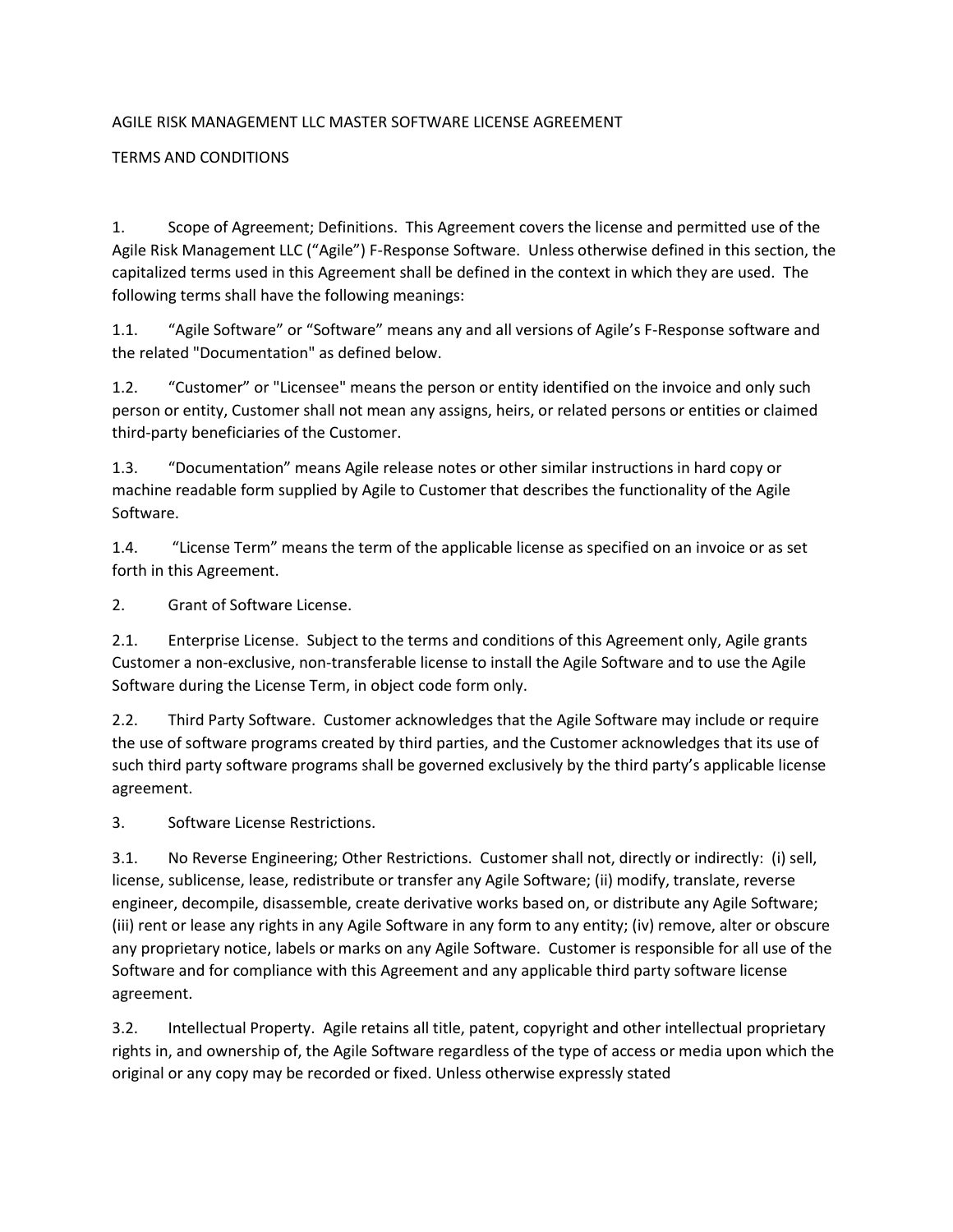AGILE RISK MANAGEMENT LLC MASTER SOFTWARE LICENSE AGREEMENT

TERMS AND CONDITIONS

1. Scope of Agreement; Definitions. This Agreement covers the license and permitted use of the Agile Risk Management LLC ("Agile") F-Response Software. Unless otherwise defined in this section, the capitalized terms used in this Agreement shall be defined in the context in which they are used. The following terms shall have the following meanings:

1.1. "Agile Software" or "Software" means any and all versions of Agile's F-Response software and the related "Documentation" as defined below.

1.2. "Customer" or "Licensee" means the person or entity identified on the invoice and only such person or entity, Customer shall not mean any assigns, heirs, or related persons or entities or claimed third-party beneficiaries of the Customer.

1.3. "Documentation" means Agile release notes or other similar instructions in hard copy or machine readable form supplied by Agile to Customer that describes the functionality of the Agile Software.

1.4. "License Term" means the term of the applicable license as specified on an invoice or as set forth in this Agreement.

2. Grant of Software License.

2.1. Enterprise License. Subject to the terms and conditions of this Agreement only, Agile grants Customer a non-exclusive, non-transferable license to install the Agile Software and to use the Agile Software during the License Term, in object code form only.

2.2. Third Party Software. Customer acknowledges that the Agile Software may include or require the use of software programs created by third parties, and the Customer acknowledges that its use of such third party software programs shall be governed exclusively by the third party's applicable license agreement.

3. Software License Restrictions.

3.1. No Reverse Engineering; Other Restrictions. Customer shall not, directly or indirectly: (i) sell, license, sublicense, lease, redistribute or transfer any Agile Software; (ii) modify, translate, reverse engineer, decompile, disassemble, create derivative works based on, or distribute any Agile Software; (iii) rent or lease any rights in any Agile Software in any form to any entity; (iv) remove, alter or obscure any proprietary notice, labels or marks on any Agile Software. Customer is responsible for all use of the Software and for compliance with this Agreement and any applicable third party software license agreement.

3.2. Intellectual Property. Agile retains all title, patent, copyright and other intellectual proprietary rights in, and ownership of, the Agile Software regardless of the type of access or media upon which the original or any copy may be recorded or fixed. Unless otherwise expressly stated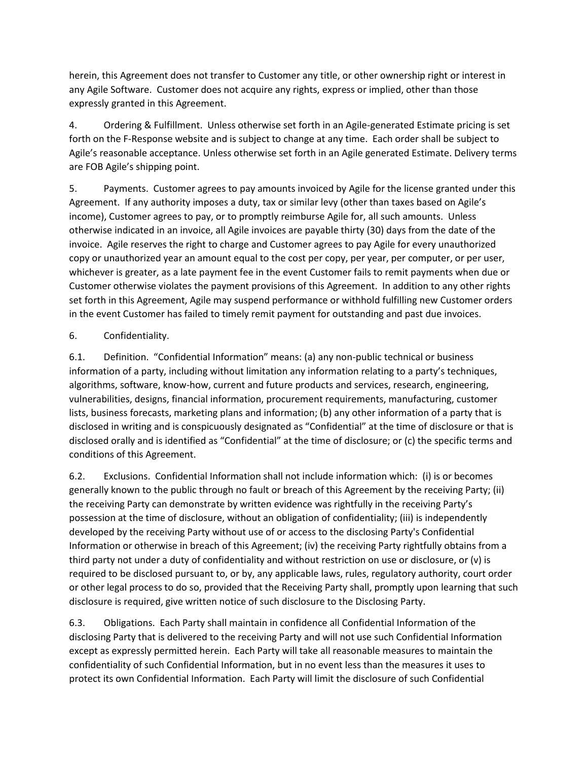herein, this Agreement does not transfer to Customer any title, or other ownership right or interest in any Agile Software. Customer does not acquire any rights, express or implied, other than those expressly granted in this Agreement.

4. Ordering & Fulfillment. Unless otherwise set forth in an Agile-generated Estimate pricing is set forth on the F-Response website and is subject to change at any time. Each order shall be subject to Agile's reasonable acceptance. Unless otherwise set forth in an Agile generated Estimate. Delivery terms are FOB Agile's shipping point.

5. Payments. Customer agrees to pay amounts invoiced by Agile for the license granted under this Agreement. If any authority imposes a duty, tax or similar levy (other than taxes based on Agile's income), Customer agrees to pay, or to promptly reimburse Agile for, all such amounts. Unless otherwise indicated in an invoice, all Agile invoices are payable thirty (30) days from the date of the invoice. Agile reserves the right to charge and Customer agrees to pay Agile for every unauthorized copy or unauthorized year an amount equal to the cost per copy, per year, per computer, or per user, whichever is greater, as a late payment fee in the event Customer fails to remit payments when due or Customer otherwise violates the payment provisions of this Agreement. In addition to any other rights set forth in this Agreement, Agile may suspend performance or withhold fulfilling new Customer orders in the event Customer has failed to timely remit payment for outstanding and past due invoices.

6. Confidentiality.

6.1. Definition. "Confidential Information" means: (a) any non-public technical or business information of a party, including without limitation any information relating to a party's techniques, algorithms, software, know-how, current and future products and services, research, engineering, vulnerabilities, designs, financial information, procurement requirements, manufacturing, customer lists, business forecasts, marketing plans and information; (b) any other information of a party that is disclosed in writing and is conspicuously designated as "Confidential" at the time of disclosure or that is disclosed orally and is identified as "Confidential" at the time of disclosure; or (c) the specific terms and conditions of this Agreement.

6.2. Exclusions. Confidential Information shall not include information which: (i) is or becomes generally known to the public through no fault or breach of this Agreement by the receiving Party; (ii) the receiving Party can demonstrate by written evidence was rightfully in the receiving Party's possession at the time of disclosure, without an obligation of confidentiality; (iii) is independently developed by the receiving Party without use of or access to the disclosing Party's Confidential Information or otherwise in breach of this Agreement; (iv) the receiving Party rightfully obtains from a third party not under a duty of confidentiality and without restriction on use or disclosure, or (v) is required to be disclosed pursuant to, or by, any applicable laws, rules, regulatory authority, court order or other legal process to do so, provided that the Receiving Party shall, promptly upon learning that such disclosure is required, give written notice of such disclosure to the Disclosing Party.

6.3. Obligations. Each Party shall maintain in confidence all Confidential Information of the disclosing Party that is delivered to the receiving Party and will not use such Confidential Information except as expressly permitted herein. Each Party will take all reasonable measures to maintain the confidentiality of such Confidential Information, but in no event less than the measures it uses to protect its own Confidential Information. Each Party will limit the disclosure of such Confidential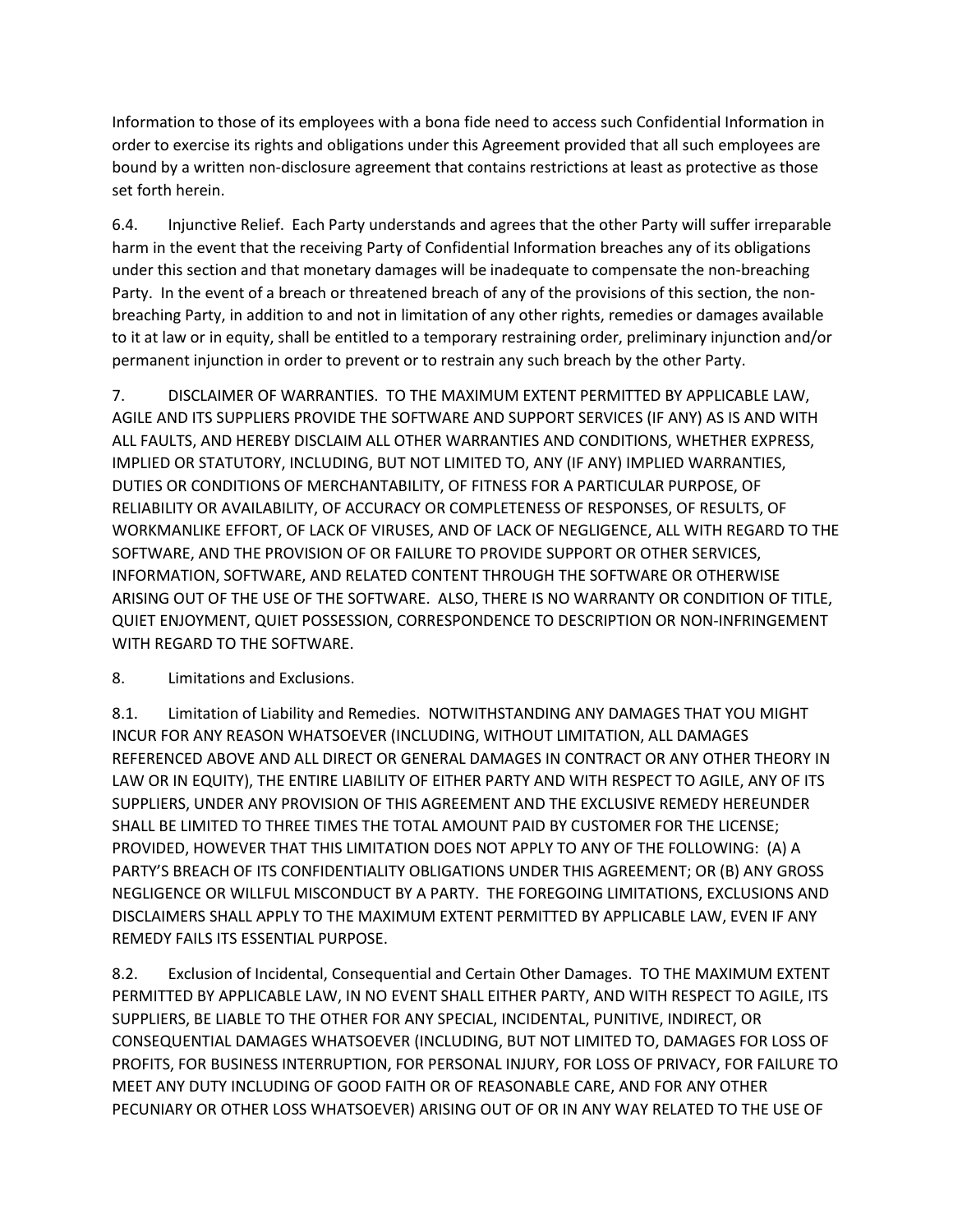Information to those of its employees with a bona fide need to access such Confidential Information in order to exercise its rights and obligations under this Agreement provided that all such employees are bound by a written non-disclosure agreement that contains restrictions at least as protective as those set forth herein.

6.4. Injunctive Relief. Each Party understands and agrees that the other Party will suffer irreparable harm in the event that the receiving Party of Confidential Information breaches any of its obligations under this section and that monetary damages will be inadequate to compensate the non-breaching Party. In the event of a breach or threatened breach of any of the provisions of this section, the non-breaching Party, in addition to and not in limitation of any other rights, remedies or damages available to it at law or in equity, shall be entitled to a temporary restraining order, preliminary injunction and/or permanent injunction in order to prevent or to restrain any such breach by the other Party.

7. DISCLAIMER OF WARRANTIES. TO THE MAXIMUM EXTENT PERMITTED BY APPLICABLE LAW, AGILE AND ITS SUPPLIERS PROVIDE THE SOFTWARE AND SUPPORT SERVICES (IF ANY) AS IS AND WITH ALL FAULTS, AND HEREBY DISCLAIM ALL OTHER WARRANTIES AND CONDITIONS, WHETHER EXPRESS, IMPLIED OR STATUTORY, INCLUDING, BUT NOT LIMITED TO, ANY (IF ANY) IMPLIED WARRANTIES, DUTIES OR CONDITIONS OF MERCHANTABILITY, OF FITNESS FOR A PARTICULAR PURPOSE, OF RELIABILITY OR AVAILABILITY, OF ACCURACY OR COMPLETENESS OF RESPONSES, OF RESULTS, OF WORKMANLIKE EFFORT, OF LACK OF VIRUSES, AND OF LACK OF NEGLIGENCE, ALL WITH REGARD TO THE SOFTWARE, AND THE PROVISION OF OR FAILURE TO PROVIDE SUPPORT OR OTHER SERVICES, INFORMATION, SOFTWARE, AND RELATED CONTENT THROUGH THE SOFTWARE OR OTHERWISE ARISING OUT OF THE USE OF THE SOFTWARE. ALSO, THERE IS NO WARRANTY OR CONDITION OF TITLE, QUIET ENJOYMENT, QUIET POSSESSION, CORRESPONDENCE TO DESCRIPTION OR NON-INFRINGEMENT WITH REGARD TO THE SOFTWARE.

8. Limitations and Exclusions.

8.1. Limitation of Liability and Remedies. NOTWITHSTANDING ANY DAMAGES THAT YOU MIGHT INCUR FOR ANY REASON WHATSOEVER (INCLUDING, WITHOUT LIMITATION, ALL DAMAGES REFERENCED ABOVE AND ALL DIRECT OR GENERAL DAMAGES IN CONTRACT OR ANY OTHER THEORY IN LAW OR IN EQUITY), THE ENTIRE LIABILITY OF EITHER PARTY AND WITH RESPECT TO AGILE, ANY OF ITS SUPPLIERS, UNDER ANY PROVISION OF THIS AGREEMENT AND THE EXCLUSIVE REMEDY HEREUNDER SHALL BE LIMITED TO THREE TIMES THE TOTAL AMOUNT PAID BY CUSTOMER FOR THE LICENSE; PROVIDED, HOWEVER THAT THIS LIMITATION DOES NOT APPLY TO ANY OF THE FOLLOWING: (A) A PARTY'S BREACH OF ITS CONFIDENTIALITY OBLIGATIONS UNDER THIS AGREEMENT; OR (B) ANY GROSS NEGLIGENCE OR WILLFUL MISCONDUCT BY A PARTY. THE FOREGOING LIMITATIONS, EXCLUSIONS AND DISCLAIMERS SHALL APPLY TO THE MAXIMUM EXTENT PERMITTED BY APPLICABLE LAW, EVEN IF ANY REMEDY FAILS ITS ESSENTIAL PURPOSE.

8.2. Exclusion of Incidental, Consequential and Certain Other Damages. TO THE MAXIMUM EXTENT PERMITTED BY APPLICABLE LAW, IN NO EVENT SHALL EITHER PARTY, AND WITH RESPECT TO AGILE, ITS SUPPLIERS, BE LIABLE TO THE OTHER FOR ANY SPECIAL, INCIDENTAL, PUNITIVE, INDIRECT, OR CONSEQUENTIAL DAMAGES WHATSOEVER (INCLUDING, BUT NOT LIMITED TO, DAMAGES FOR LOSS OF PROFITS, FOR BUSINESS INTERRUPTION, FOR PERSONAL INJURY, FOR LOSS OF PRIVACY, FOR FAILURE TO MEET ANY DUTY INCLUDING OF GOOD FAITH OR OF REASONABLE CARE, AND FOR ANY OTHER PECUNIARY OR OTHER LOSS WHATSOEVER) ARISING OUT OF OR IN ANY WAY RELATED TO THE USE OF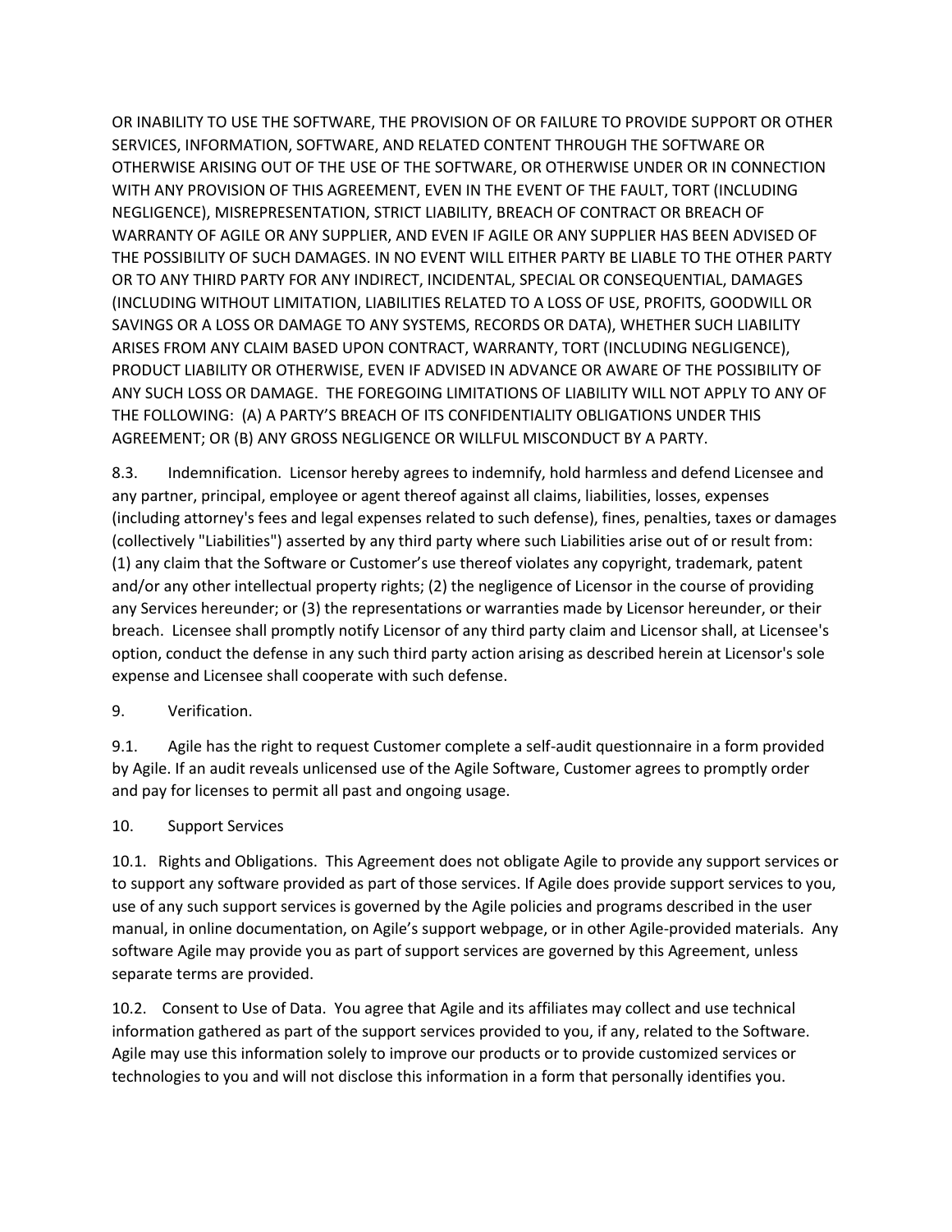OR INABILITY TO USE THE SOFTWARE, THE PROVISION OF OR FAILURE TO PROVIDE SUPPORT OR OTHER SERVICES, INFORMATION, SOFTWARE, AND RELATED CONTENT THROUGH THE SOFTWARE OR OTHERWISE ARISING OUT OF THE USE OF THE SOFTWARE, OR OTHERWISE UNDER OR IN CONNECTION WITH ANY PROVISION OF THIS AGREEMENT, EVEN IN THE EVENT OF THE FAULT, TORT (INCLUDING NEGLIGENCE), MISREPRESENTATION, STRICT LIABILITY, BREACH OF CONTRACT OR BREACH OF WARRANTY OF AGILE OR ANY SUPPLIER, AND EVEN IF AGILE OR ANY SUPPLIER HAS BEEN ADVISED OF THE POSSIBILITY OF SUCH DAMAGES. IN NO EVENT WILL EITHER PARTY BE LIABLE TO THE OTHER PARTY OR TO ANY THIRD PARTY FOR ANY INDIRECT, INCIDENTAL, SPECIAL OR CONSEQUENTIAL, DAMAGES (INCLUDING WITHOUT LIMITATION, LIABILITIES RELATED TO A LOSS OF USE, PROFITS, GOODWILL OR SAVINGS OR A LOSS OR DAMAGE TO ANY SYSTEMS, RECORDS OR DATA), WHETHER SUCH LIABILITY ARISES FROM ANY CLAIM BASED UPON CONTRACT, WARRANTY, TORT (INCLUDING NEGLIGENCE), PRODUCT LIABILITY OR OTHERWISE, EVEN IF ADVISED IN ADVANCE OR AWARE OF THE POSSIBILITY OF ANY SUCH LOSS OR DAMAGE. THE FOREGOING LIMITATIONS OF LIABILITY WILL NOT APPLY TO ANY OF THE FOLLOWING: (A) A PARTY'S BREACH OF ITS CONFIDENTIALITY OBLIGATIONS UNDER THIS AGREEMENT; OR (B) ANY GROSS NEGLIGENCE OR WILLFUL MISCONDUCT BY A PARTY.

8.3. Indemnification. Licensor hereby agrees to indemnify, hold harmless and defend Licensee and any partner, principal, employee or agent thereof against all claims, liabilities, losses, expenses (including attorney's fees and legal expenses related to such defense), fines, penalties, taxes or damages (collectively "Liabilities") asserted by any third party where such Liabilities arise out of or result from: (1) any claim that the Software or Customer's use thereof violates any copyright, trademark, patent and/or any other intellectual property rights; (2) the negligence of Licensor in the course of providing any Services hereunder; or (3) the representations or warranties made by Licensor hereunder, or their breach. Licensee shall promptly notify Licensor of any third party claim and Licensor shall, at Licensee's option, conduct the defense in any such third party action arising as described herein at Licensor's sole expense and Licensee shall cooperate with such defense.

9. Verification.

9.1. Agile has the right to request Customer complete a self-audit questionnaire in a form provided by Agile. If an audit reveals unlicensed use of the Agile Software, Customer agrees to promptly order and pay for licenses to permit all past and ongoing usage.

10. Support Services

10.1. Rights and Obligations. This Agreement does not obligate Agile to provide any support services or to support any software provided as part of those services. If Agile does provide support services to you, use of any such support services is governed by the Agile policies and programs described in the user manual, in online documentation, on Agile's support webpage, or in other Agile-provided materials. Any software Agile may provide you as part of support services are governed by this Agreement, unless separate terms are provided.

10.2. Consent to Use of Data. You agree that Agile and its affiliates may collect and use technical information gathered as part of the support services provided to you, if any, related to the Software. Agile may use this information solely to improve our products or to provide customized services or technologies to you and will not disclose this information in a form that personally identifies you.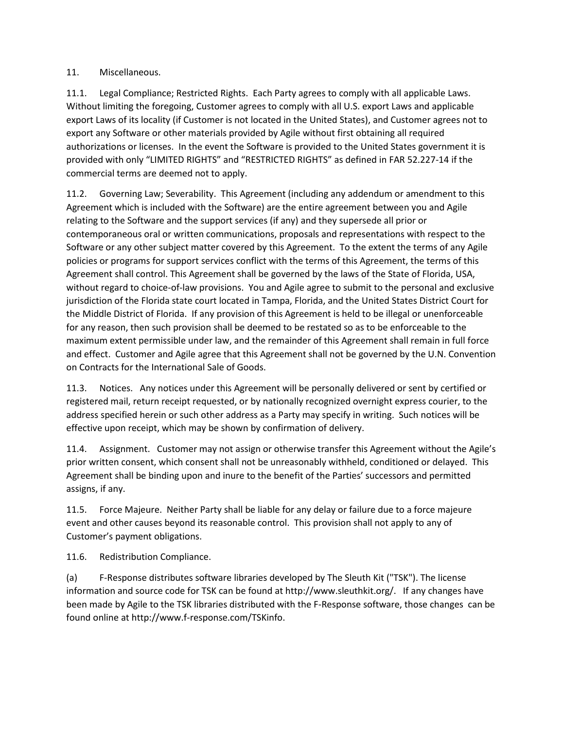11. Miscellaneous.

11.1. Legal Compliance; Restricted Rights. Each Party agrees to comply with all applicable Laws. Without limiting the foregoing, Customer agrees to comply with all U.S. export Laws and applicable export Laws of its locality (if Customer is not located in the United States), and Customer agrees not to export any Software or other materials provided by Agile without first obtaining all required authorizations or licenses. In the event the Software is provided to the United States government it is provided with only "LIMITED RIGHTS" and "RESTRICTED RIGHTS" as defined in FAR 52.227-14 if the commercial terms are deemed not to apply.

11.2. Governing Law; Severability. This Agreement (including any addendum or amendment to this Agreement which is included with the Software) are the entire agreement between you and Agile relating to the Software and the support services (if any) and they supersede all prior or contemporaneous oral or written communications, proposals and representations with respect to the Software or any other subject matter covered by this Agreement. To the extent the terms of any Agile policies or programs for support services conflict with the terms of this Agreement, the terms of this Agreement shall control. This Agreement shall be governed by the laws of the State of Florida, USA, without regard to choice-of-law provisions. You and Agile agree to submit to the personal and exclusive jurisdiction of the Florida state court located in Tampa, Florida, and the United States District Court for the Middle District of Florida. If any provision of this Agreement is held to be illegal or unenforceable for any reason, then such provision shall be deemed to be restated so as to be enforceable to the maximum extent permissible under law, and the remainder of this Agreement shall remain in full force and effect. Customer and Agile agree that this Agreement shall not be governed by the U.N. Convention on Contracts for the International Sale of Goods.

11.3. Notices. Any notices under this Agreement will be personally delivered or sent by certified or registered mail, return receipt requested, or by nationally recognized overnight express courier, to the address specified herein or such other address as a Party may specify in writing. Such notices will be effective upon receipt, which may be shown by confirmation of delivery.

11.4. Assignment. Customer may not assign or otherwise transfer this Agreement without the Agile's prior written consent, which consent shall not be unreasonably withheld, conditioned or delayed. This Agreement shall be binding upon and inure to the benefit of the Parties' successors and permitted assigns, if any.

11.5. Force Majeure. Neither Party shall be liable for any delay or failure due to a force majeure event and other causes beyond its reasonable control. This provision shall not apply to any of Customer's payment obligations.

11.6. Redistribution Compliance.

(a) F-Response distributes software libraries developed by The Sleuth Kit ("TSK"). The license information and source code for TSK can be found at http://www.sleuthkit.org/. If any changes have been made by Agile to the TSK libraries distributed with the F-Response software, those changes can be found online at http://www.f-response.com/TSKinfo.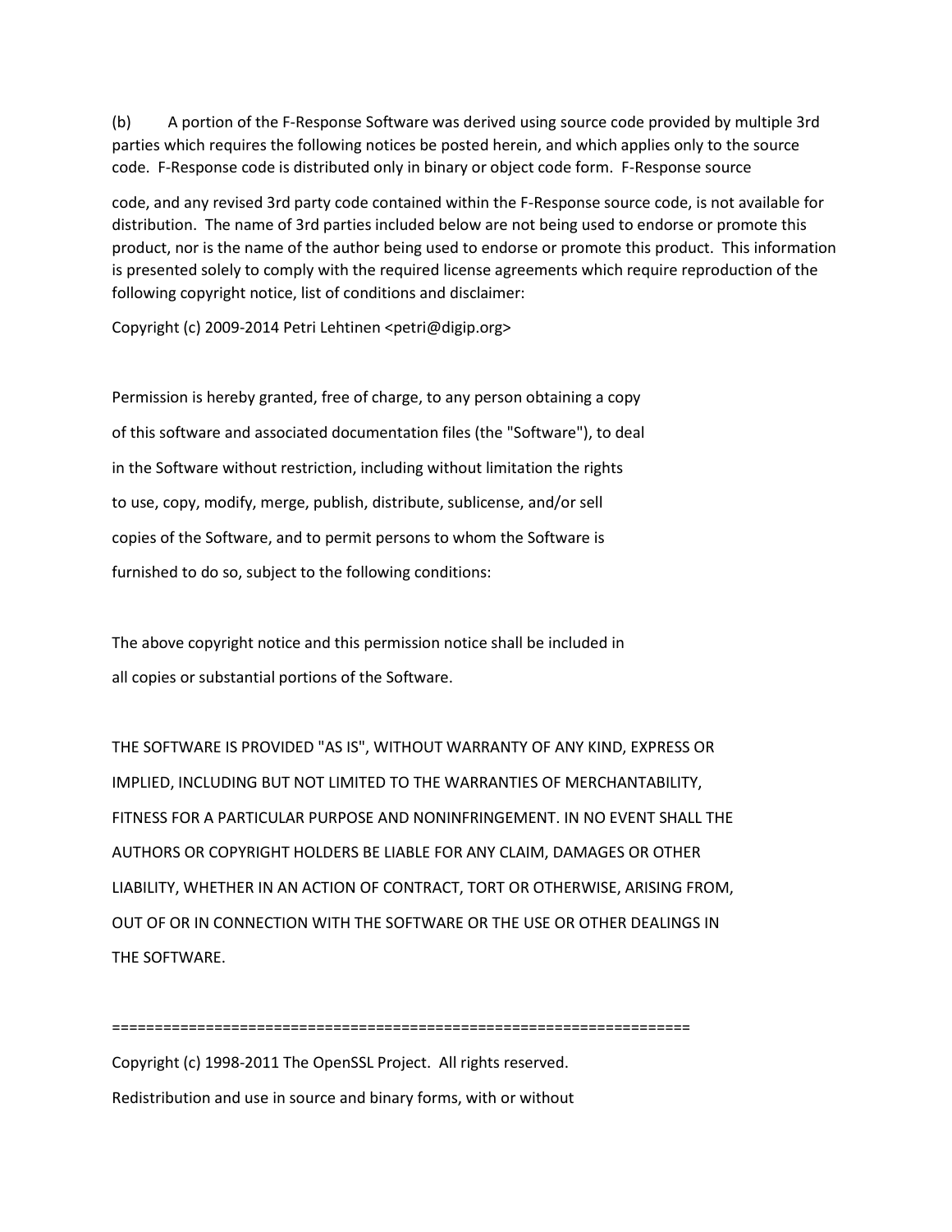(b) A portion of the F-Response Software was derived using source code provided by multiple 3rd parties which requires the following notices be posted herein, and which applies only to the source code. F-Response code is distributed only in binary or object code form. F-Response source code, and any revised 3rd party code contained within the F-Response source code, is not available for distribution. The name of 3rd parties included below are not being used to endorse or promote this product, nor is the name of the author being used to endorse or promote this product. This information is presented solely to comply with the required license agreements which require reproduction of the following copyright notice, list of conditions and disclaimer:

Copyright (c) 2009-2014 Petri Lehtinen <petri@digip.org>

Permission is hereby granted, free of charge, to any person obtaining a copy of this software and associated documentation files (the "Software"), to deal in the Software without restriction, including without limitation the rights to use, copy, modify, merge, publish, distribute, sublicense, and/or sell copies of the Software, and to permit persons to whom the Software is furnished to do so, subject to the following conditions:

The above copyright notice and this permission notice shall be included in all copies or substantial portions of the Software.

THE SOFTWARE IS PROVIDED "AS IS", WITHOUT WARRANTY OF ANY KIND, EXPRESS OR IMPLIED, INCLUDING BUT NOT LIMITED TO THE WARRANTIES OF MERCHANTABILITY, FITNESS FOR A PARTICULAR PURPOSE AND NONINFRINGEMENT. IN NO EVENT SHALL THE AUTHORS OR COPYRIGHT HOLDERS BE LIABLE FOR ANY CLAIM, DAMAGES OR OTHER LIABILITY, WHETHER IN AN ACTION OF CONTRACT, TORT OR OTHERWISE, ARISING FROM, OUT OF OR IN CONNECTION WITH THE SOFTWARE OR THE USE OR OTHER DEALINGS IN THE SOFTWARE.

====================================================================

Copyright (c) 1998-2011 The OpenSSL Project. All rights reserved.

Redistribution and use in source and binary forms, with or without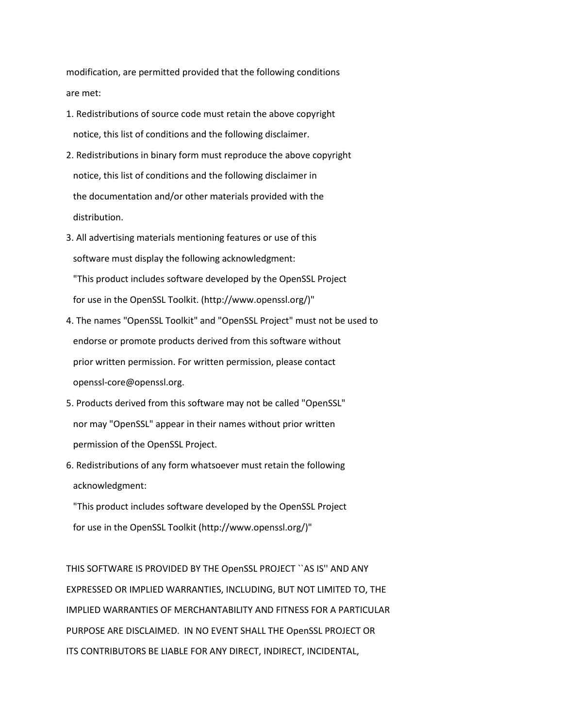modification, are permitted provided that the following conditions are met:

1. Redistributions of source code must retain the above copyright notice, this list of conditions and the following disclaimer.
2. Redistributions in binary form must reproduce the above copyright notice, this list of conditions and the following disclaimer in the documentation and/or other materials provided with the distribution.
3. All advertising materials mentioning features or use of this software must display the following acknowledgment:
   "This product includes software developed by the OpenSSL Project for use in the OpenSSL Toolkit. (http://www.openssl.org/)"
4. The names "OpenSSL Toolkit" and "OpenSSL Project" must not be used to endorse or promote products derived from this software without prior written permission. For written permission, please contact openssl-core@openssl.org.
5. Products derived from this software may not be called "OpenSSL" nor may "OpenSSL" appear in their names without prior written permission of the OpenSSL Project.
6. Redistributions of any form whatsoever must retain the following acknowledgment:
   "This product includes software developed by the OpenSSL Project for use in the OpenSSL Toolkit (http://www.openssl.org/)"

THIS SOFTWARE IS PROVIDED BY THE OpenSSL PROJECT ``AS IS'' AND ANY EXPRESSED OR IMPLIED WARRANTIES, INCLUDING, BUT NOT LIMITED TO, THE IMPLIED WARRANTIES OF MERCHANTABILITY AND FITNESS FOR A PARTICULAR PURPOSE ARE DISCLAIMED. IN NO EVENT SHALL THE OpenSSL PROJECT OR ITS CONTRIBUTORS BE LIABLE FOR ANY DIRECT, INDIRECT, INCIDENTAL,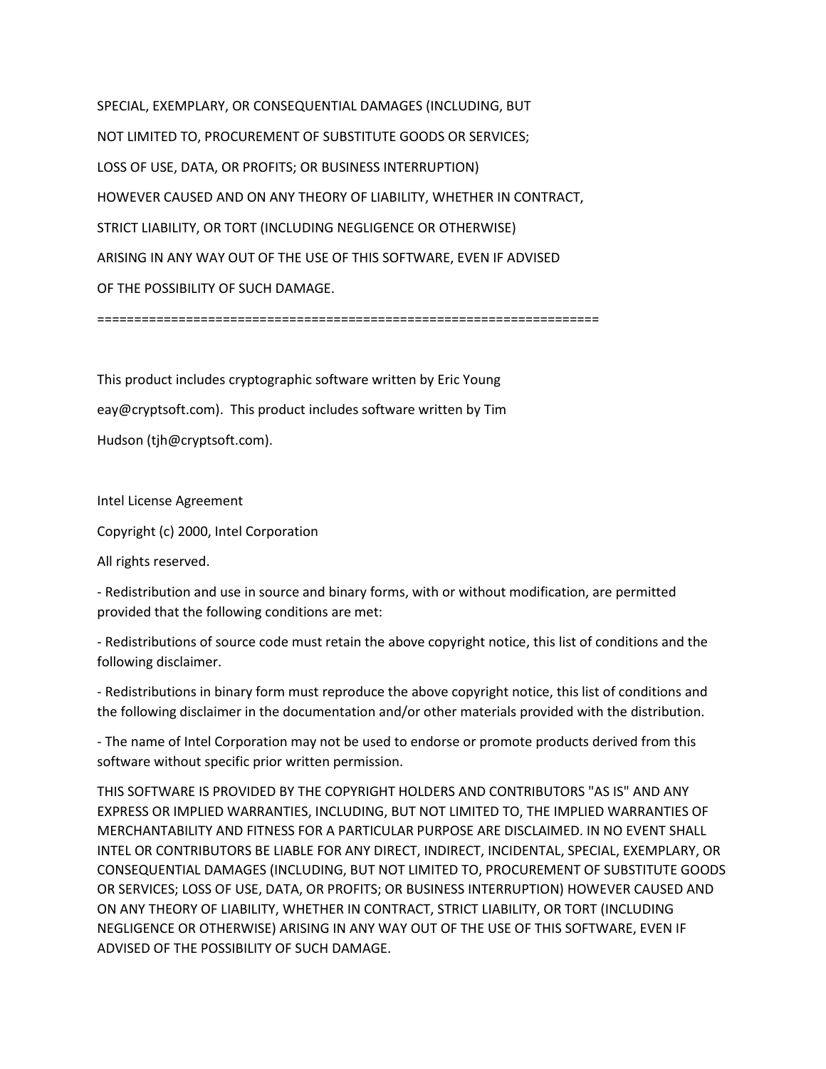SPECIAL, EXEMPLARY, OR CONSEQUENTIAL DAMAGES (INCLUDING, BUT

NOT LIMITED TO, PROCUREMENT OF SUBSTITUTE GOODS OR SERVICES;

LOSS OF USE, DATA, OR PROFITS; OR BUSINESS INTERRUPTION)

HOWEVER CAUSED AND ON ANY THEORY OF LIABILITY, WHETHER IN CONTRACT,

STRICT LIABILITY, OR TORT (INCLUDING NEGLIGENCE OR OTHERWISE)

ARISING IN ANY WAY OUT OF THE USE OF THIS SOFTWARE, EVEN IF ADVISED

OF THE POSSIBILITY OF SUCH DAMAGE.

====================================================================

This product includes cryptographic software written by Eric Young

eay@cryptsoft.com).  This product includes software written by Tim

Hudson (tjh@cryptsoft.com).

Intel License Agreement

Copyright (c) 2000, Intel Corporation

All rights reserved.

- Redistribution and use in source and binary forms, with or without modification, are permitted provided that the following conditions are met:

- Redistributions of source code must retain the above copyright notice, this list of conditions and the following disclaimer.

- Redistributions in binary form must reproduce the above copyright notice, this list of conditions and the following disclaimer in the documentation and/or other materials provided with the distribution.

- The name of Intel Corporation may not be used to endorse or promote products derived from this software without specific prior written permission.

THIS SOFTWARE IS PROVIDED BY THE COPYRIGHT HOLDERS AND CONTRIBUTORS "AS IS" AND ANY EXPRESS OR IMPLIED WARRANTIES, INCLUDING, BUT NOT LIMITED TO, THE IMPLIED WARRANTIES OF MERCHANTABILITY AND FITNESS FOR A PARTICULAR PURPOSE ARE DISCLAIMED. IN NO EVENT SHALL INTEL OR CONTRIBUTORS BE LIABLE FOR ANY DIRECT, INDIRECT, INCIDENTAL, SPECIAL, EXEMPLARY, OR CONSEQUENTIAL DAMAGES (INCLUDING, BUT NOT LIMITED TO, PROCUREMENT OF SUBSTITUTE GOODS OR SERVICES; LOSS OF USE, DATA, OR PROFITS; OR BUSINESS INTERRUPTION) HOWEVER CAUSED AND ON ANY THEORY OF LIABILITY, WHETHER IN CONTRACT, STRICT LIABILITY, OR TORT (INCLUDING NEGLIGENCE OR OTHERWISE) ARISING IN ANY WAY OUT OF THE USE OF THIS SOFTWARE, EVEN IF ADVISED OF THE POSSIBILITY OF SUCH DAMAGE.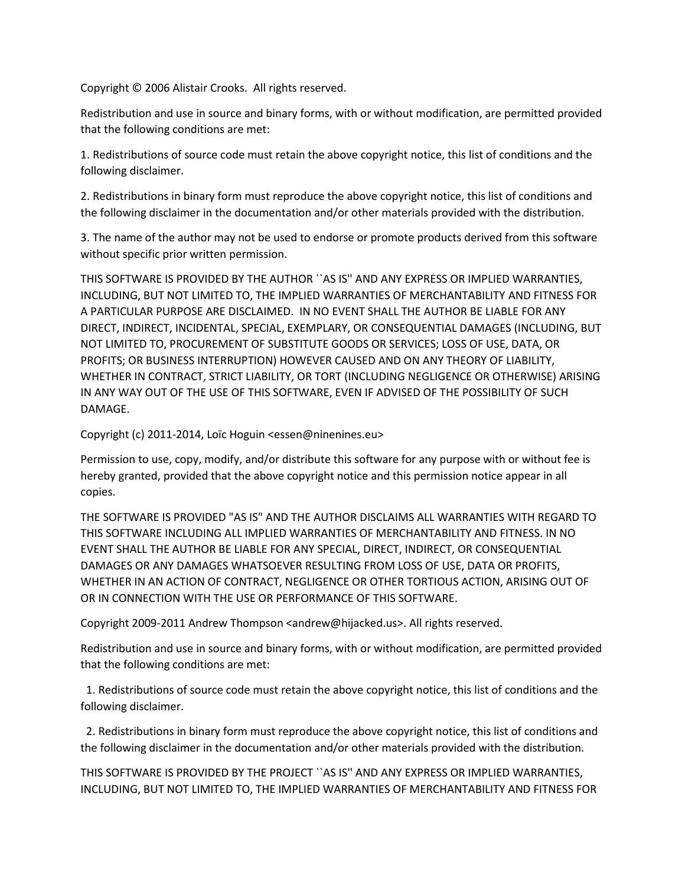Copyright © 2006 Alistair Crooks.  All rights reserved.

Redistribution and use in source and binary forms, with or without modification, are permitted provided that the following conditions are met:

1. Redistributions of source code must retain the above copyright notice, this list of conditions and the following disclaimer.

2. Redistributions in binary form must reproduce the above copyright notice, this list of conditions and the following disclaimer in the documentation and/or other materials provided with the distribution.

3. The name of the author may not be used to endorse or promote products derived from this software without specific prior written permission.

THIS SOFTWARE IS PROVIDED BY THE AUTHOR ``AS IS'' AND ANY EXPRESS OR IMPLIED WARRANTIES, INCLUDING, BUT NOT LIMITED TO, THE IMPLIED WARRANTIES OF MERCHANTABILITY AND FITNESS FOR A PARTICULAR PURPOSE ARE DISCLAIMED.  IN NO EVENT SHALL THE AUTHOR BE LIABLE FOR ANY DIRECT, INDIRECT, INCIDENTAL, SPECIAL, EXEMPLARY, OR CONSEQUENTIAL DAMAGES (INCLUDING, BUT NOT LIMITED TO, PROCUREMENT OF SUBSTITUTE GOODS OR SERVICES; LOSS OF USE, DATA, OR PROFITS; OR BUSINESS INTERRUPTION) HOWEVER CAUSED AND ON ANY THEORY OF LIABILITY, WHETHER IN CONTRACT, STRICT LIABILITY, OR TORT (INCLUDING NEGLIGENCE OR OTHERWISE) ARISING IN ANY WAY OUT OF THE USE OF THIS SOFTWARE, EVEN IF ADVISED OF THE POSSIBILITY OF SUCH DAMAGE.

Copyright (c) 2011-2014, Loïc Hoguin <essen@ninenines.eu>

Permission to use, copy, modify, and/or distribute this software for any purpose with or without fee is hereby granted, provided that the above copyright notice and this permission notice appear in all copies.

THE SOFTWARE IS PROVIDED "AS IS" AND THE AUTHOR DISCLAIMS ALL WARRANTIES WITH REGARD TO THIS SOFTWARE INCLUDING ALL IMPLIED WARRANTIES OF MERCHANTABILITY AND FITNESS. IN NO EVENT SHALL THE AUTHOR BE LIABLE FOR ANY SPECIAL, DIRECT, INDIRECT, OR CONSEQUENTIAL DAMAGES OR ANY DAMAGES WHATSOEVER RESULTING FROM LOSS OF USE, DATA OR PROFITS, WHETHER IN AN ACTION OF CONTRACT, NEGLIGENCE OR OTHER TORTIOUS ACTION, ARISING OUT OF OR IN CONNECTION WITH THE USE OR PERFORMANCE OF THIS SOFTWARE.

Copyright 2009-2011 Andrew Thompson <andrew@hijacked.us>. All rights reserved.

Redistribution and use in source and binary forms, with or without modification, are permitted provided that the following conditions are met:

1. Redistributions of source code must retain the above copyright notice, this list of conditions and the following disclaimer.

2. Redistributions in binary form must reproduce the above copyright notice, this list of conditions and the following disclaimer in the documentation and/or other materials provided with the distribution.

THIS SOFTWARE IS PROVIDED BY THE PROJECT ``AS IS'' AND ANY EXPRESS OR IMPLIED WARRANTIES, INCLUDING, BUT NOT LIMITED TO, THE IMPLIED WARRANTIES OF MERCHANTABILITY AND FITNESS FOR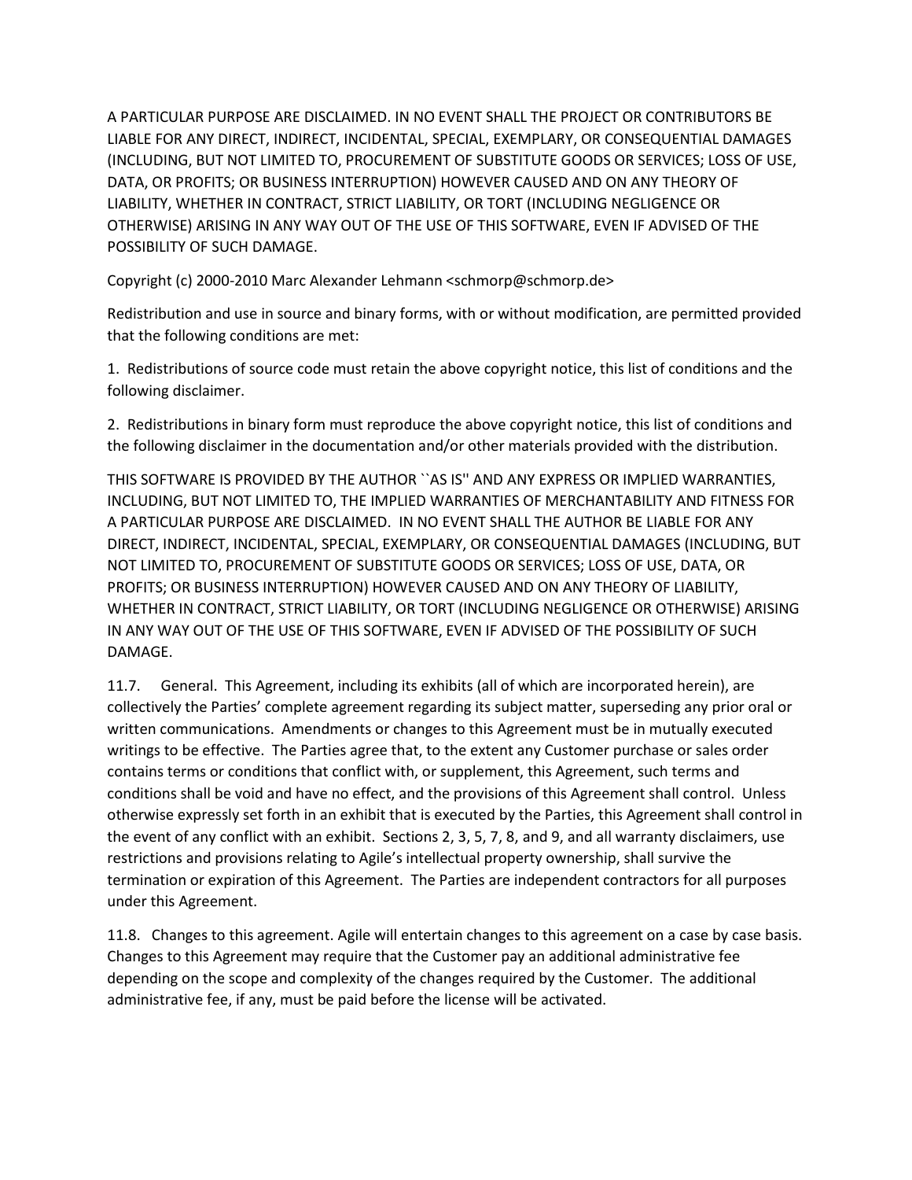A PARTICULAR PURPOSE ARE DISCLAIMED. IN NO EVENT SHALL THE PROJECT OR CONTRIBUTORS BE LIABLE FOR ANY DIRECT, INDIRECT, INCIDENTAL, SPECIAL, EXEMPLARY, OR CONSEQUENTIAL DAMAGES (INCLUDING, BUT NOT LIMITED TO, PROCUREMENT OF SUBSTITUTE GOODS OR SERVICES; LOSS OF USE, DATA, OR PROFITS; OR BUSINESS INTERRUPTION) HOWEVER CAUSED AND ON ANY THEORY OF LIABILITY, WHETHER IN CONTRACT, STRICT LIABILITY, OR TORT (INCLUDING NEGLIGENCE OR OTHERWISE) ARISING IN ANY WAY OUT OF THE USE OF THIS SOFTWARE, EVEN IF ADVISED OF THE POSSIBILITY OF SUCH DAMAGE.

Copyright (c) 2000-2010 Marc Alexander Lehmann <schmorp@schmorp.de>

Redistribution and use in source and binary forms, with or without modification, are permitted provided that the following conditions are met:

1. Redistributions of source code must retain the above copyright notice, this list of conditions and the following disclaimer.

2. Redistributions in binary form must reproduce the above copyright notice, this list of conditions and the following disclaimer in the documentation and/or other materials provided with the distribution.

THIS SOFTWARE IS PROVIDED BY THE AUTHOR ``AS IS'' AND ANY EXPRESS OR IMPLIED WARRANTIES, INCLUDING, BUT NOT LIMITED TO, THE IMPLIED WARRANTIES OF MERCHANTABILITY AND FITNESS FOR A PARTICULAR PURPOSE ARE DISCLAIMED. IN NO EVENT SHALL THE AUTHOR BE LIABLE FOR ANY DIRECT, INDIRECT, INCIDENTAL, SPECIAL, EXEMPLARY, OR CONSEQUENTIAL DAMAGES (INCLUDING, BUT NOT LIMITED TO, PROCUREMENT OF SUBSTITUTE GOODS OR SERVICES; LOSS OF USE, DATA, OR PROFITS; OR BUSINESS INTERRUPTION) HOWEVER CAUSED AND ON ANY THEORY OF LIABILITY, WHETHER IN CONTRACT, STRICT LIABILITY, OR TORT (INCLUDING NEGLIGENCE OR OTHERWISE) ARISING IN ANY WAY OUT OF THE USE OF THIS SOFTWARE, EVEN IF ADVISED OF THE POSSIBILITY OF SUCH DAMAGE.

11.7. General. This Agreement, including its exhibits (all of which are incorporated herein), are collectively the Parties' complete agreement regarding its subject matter, superseding any prior oral or written communications. Amendments or changes to this Agreement must be in mutually executed writings to be effective. The Parties agree that, to the extent any Customer purchase or sales order contains terms or conditions that conflict with, or supplement, this Agreement, such terms and conditions shall be void and have no effect, and the provisions of this Agreement shall control. Unless otherwise expressly set forth in an exhibit that is executed by the Parties, this Agreement shall control in the event of any conflict with an exhibit. Sections 2, 3, 5, 7, 8, and 9, and all warranty disclaimers, use restrictions and provisions relating to Agile's intellectual property ownership, shall survive the termination or expiration of this Agreement. The Parties are independent contractors for all purposes under this Agreement.

11.8. Changes to this agreement. Agile will entertain changes to this agreement on a case by case basis. Changes to this Agreement may require that the Customer pay an additional administrative fee depending on the scope and complexity of the changes required by the Customer. The additional administrative fee, if any, must be paid before the license will be activated.